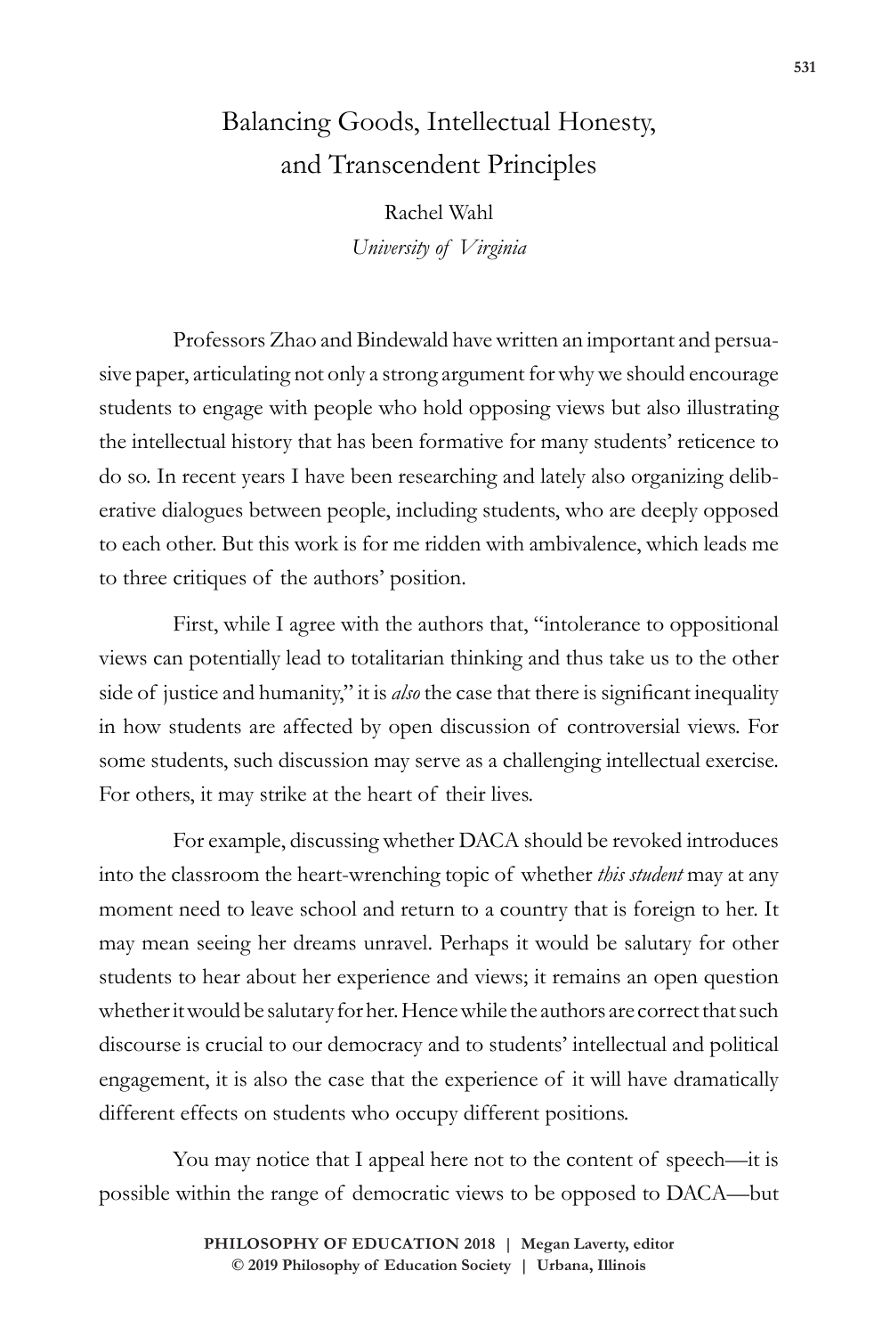# Balancing Goods, Intellectual Honesty, and Transcendent Principles

Rachel Wahl
*University of Virginia*

Professors Zhao and Bindewald have written an important and persuasive paper, articulating not only a strong argument for why we should encourage students to engage with people who hold opposing views but also illustrating the intellectual history that has been formative for many students' reticence to do so. In recent years I have been researching and lately also organizing deliberative dialogues between people, including students, who are deeply opposed to each other. But this work is for me ridden with ambivalence, which leads me to three critiques of the authors' position.

First, while I agree with the authors that, "intolerance to oppositional views can potentially lead to totalitarian thinking and thus take us to the other side of justice and humanity," it is *also* the case that there is significant inequality in how students are affected by open discussion of controversial views. For some students, such discussion may serve as a challenging intellectual exercise. For others, it may strike at the heart of their lives.

For example, discussing whether DACA should be revoked introduces into the classroom the heart-wrenching topic of whether *this student* may at any moment need to leave school and return to a country that is foreign to her. It may mean seeing her dreams unravel. Perhaps it would be salutary for other students to hear about her experience and views; it remains an open question whether it would be salutary for her. Hence while the authors are correct that such discourse is crucial to our democracy and to students' intellectual and political engagement, it is also the case that the experience of it will have dramatically different effects on students who occupy different positions.

You may notice that I appeal here not to the content of speech—it is possible within the range of democratic views to be opposed to DACA—but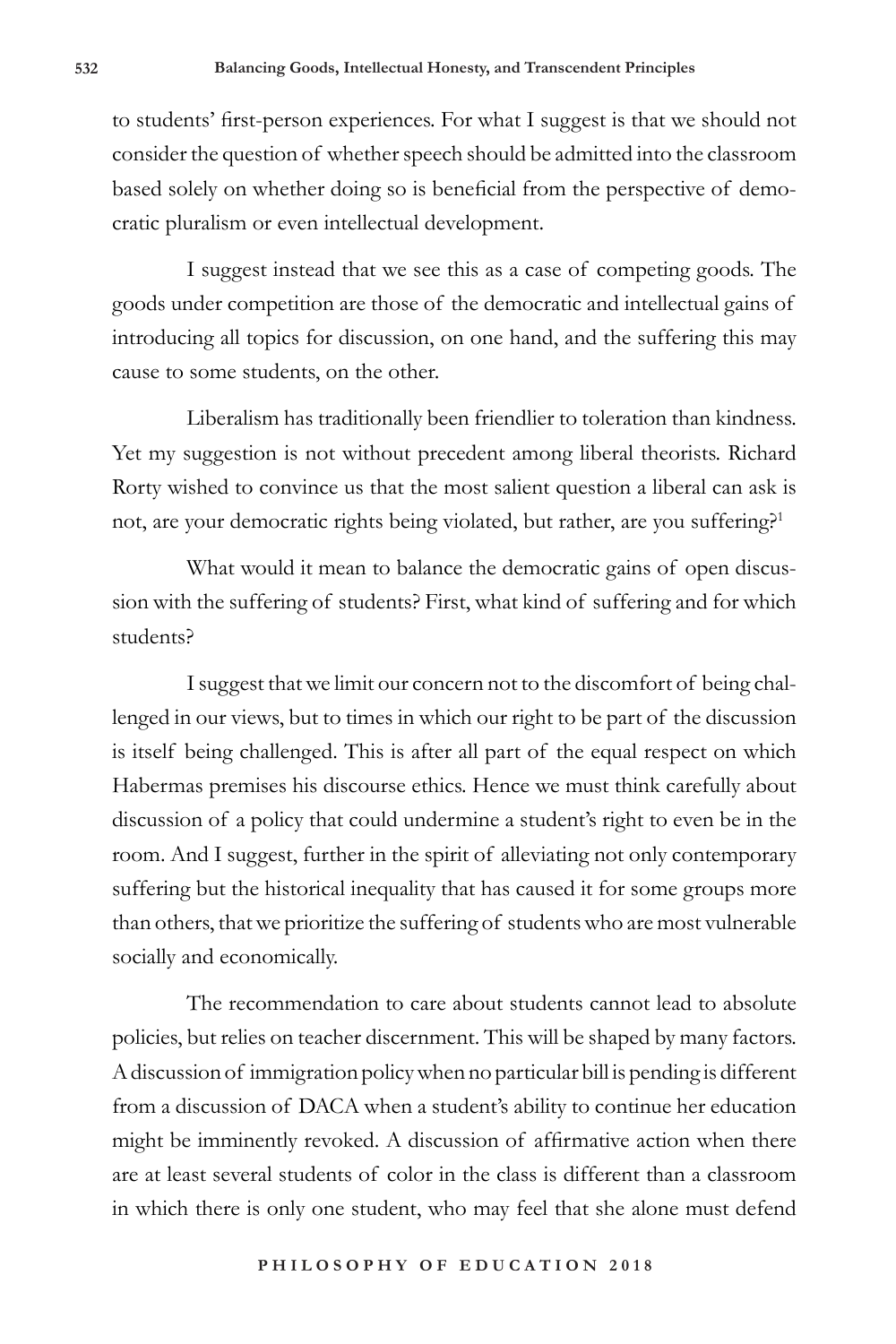to students' first-person experiences. For what I suggest is that we should not consider the question of whether speech should be admitted into the classroom based solely on whether doing so is beneficial from the perspective of democratic pluralism or even intellectual development.

I suggest instead that we see this as a case of competing goods. The goods under competition are those of the democratic and intellectual gains of introducing all topics for discussion, on one hand, and the suffering this may cause to some students, on the other.

Liberalism has traditionally been friendlier to toleration than kindness. Yet my suggestion is not without precedent among liberal theorists. Richard Rorty wished to convince us that the most salient question a liberal can ask is not, are your democratic rights being violated, but rather, are you suffering?[1]

What would it mean to balance the democratic gains of open discussion with the suffering of students? First, what kind of suffering and for which students?

I suggest that we limit our concern not to the discomfort of being challenged in our views, but to times in which our right to be part of the discussion is itself being challenged. This is after all part of the equal respect on which Habermas premises his discourse ethics. Hence we must think carefully about discussion of a policy that could undermine a student's right to even be in the room. And I suggest, further in the spirit of alleviating not only contemporary suffering but the historical inequality that has caused it for some groups more than others, that we prioritize the suffering of students who are most vulnerable socially and economically.

The recommendation to care about students cannot lead to absolute policies, but relies on teacher discernment. This will be shaped by many factors. A discussion of immigration policy when no particular bill is pending is different from a discussion of DACA when a student's ability to continue her education might be imminently revoked. A discussion of affirmative action when there are at least several students of color in the class is different than a classroom in which there is only one student, who may feel that she alone must defend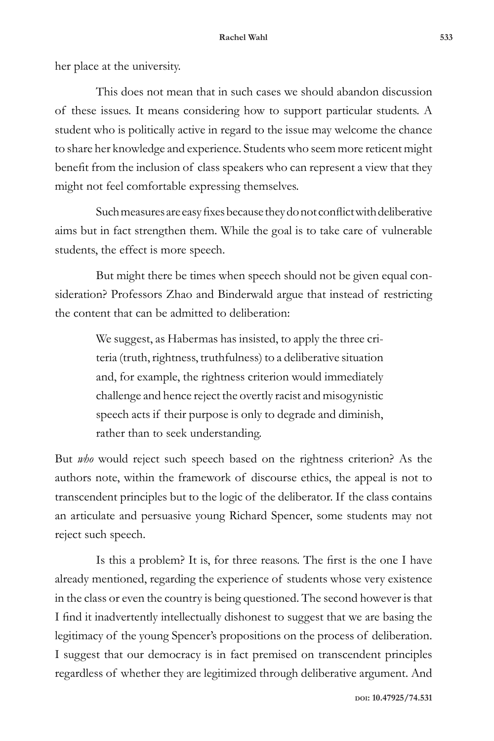her place at the university.

This does not mean that in such cases we should abandon discussion of these issues. It means considering how to support particular students. A student who is politically active in regard to the issue may welcome the chance to share her knowledge and experience. Students who seem more reticent might benefit from the inclusion of class speakers who can represent a view that they might not feel comfortable expressing themselves.

Such measures are easy fixes because they do not conflict with deliberative aims but in fact strengthen them. While the goal is to take care of vulnerable students, the effect is more speech.

But might there be times when speech should not be given equal consideration? Professors Zhao and Binderwald argue that instead of restricting the content that can be admitted to deliberation:

> We suggest, as Habermas has insisted, to apply the three criteria (truth, rightness, truthfulness) to a deliberative situation and, for example, the rightness criterion would immediately challenge and hence reject the overtly racist and misogynistic speech acts if their purpose is only to degrade and diminish, rather than to seek understanding.

But *who* would reject such speech based on the rightness criterion? As the authors note, within the framework of discourse ethics, the appeal is not to transcendent principles but to the logic of the deliberator. If the class contains an articulate and persuasive young Richard Spencer, some students may not reject such speech.

Is this a problem? It is, for three reasons. The first is the one I have already mentioned, regarding the experience of students whose very existence in the class or even the country is being questioned. The second however is that I find it inadvertently intellectually dishonest to suggest that we are basing the legitimacy of the young Spencer's propositions on the process of deliberation. I suggest that our democracy is in fact premised on transcendent principles regardless of whether they are legitimized through deliberative argument. And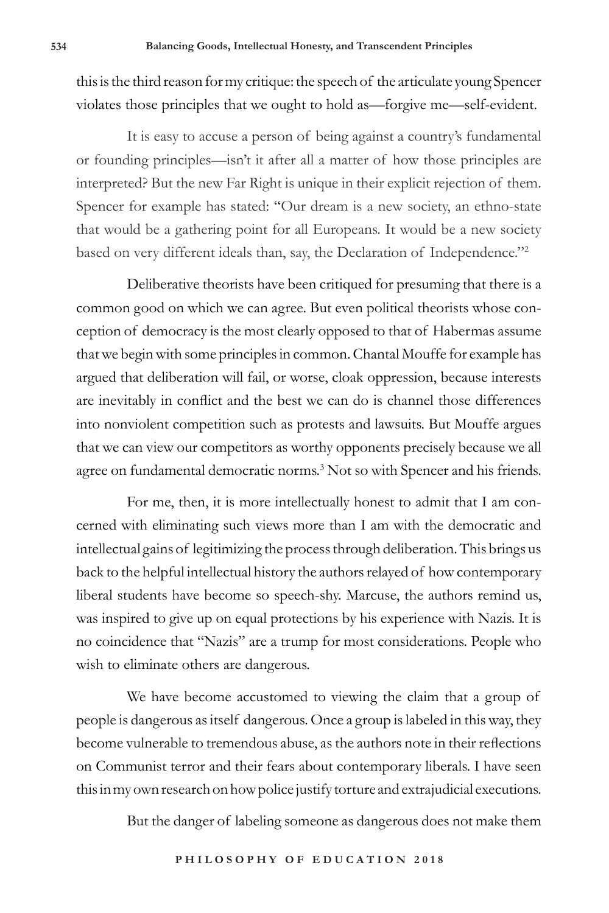this is the third reason for my critique: the speech of the articulate young Spencer violates those principles that we ought to hold as—forgive me—self-evident.

It is easy to accuse a person of being against a country's fundamental or founding principles—isn't it after all a matter of how those principles are interpreted? But the new Far Right is unique in their explicit rejection of them. Spencer for example has stated: "Our dream is a new society, an ethno-state that would be a gathering point for all Europeans. It would be a new society based on very different ideals than, say, the Declaration of Independence."[2]

Deliberative theorists have been critiqued for presuming that there is a common good on which we can agree. But even political theorists whose conception of democracy is the most clearly opposed to that of Habermas assume that we begin with some principles in common. Chantal Mouffe for example has argued that deliberation will fail, or worse, cloak oppression, because interests are inevitably in conflict and the best we can do is channel those differences into nonviolent competition such as protests and lawsuits. But Mouffe argues that we can view our competitors as worthy opponents precisely because we all agree on fundamental democratic norms.[3] Not so with Spencer and his friends.

For me, then, it is more intellectually honest to admit that I am concerned with eliminating such views more than I am with the democratic and intellectual gains of legitimizing the process through deliberation. This brings us back to the helpful intellectual history the authors relayed of how contemporary liberal students have become so speech-shy. Marcuse, the authors remind us, was inspired to give up on equal protections by his experience with Nazis. It is no coincidence that "Nazis" are a trump for most considerations. People who wish to eliminate others are dangerous.

We have become accustomed to viewing the claim that a group of people is dangerous as itself dangerous. Once a group is labeled in this way, they become vulnerable to tremendous abuse, as the authors note in their reflections on Communist terror and their fears about contemporary liberals. I have seen this in my own research on how police justify torture and extrajudicial executions.

But the danger of labeling someone as dangerous does not make them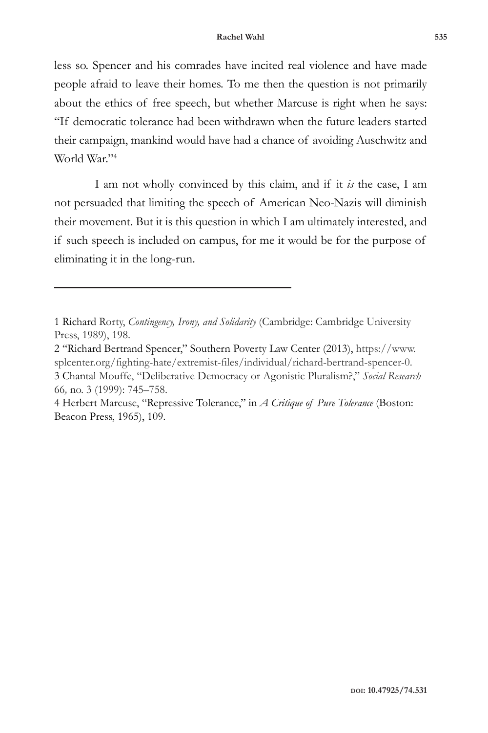less so. Spencer and his comrades have incited real violence and have made people afraid to leave their homes. To me then the question is not primarily about the ethics of free speech, but whether Marcuse is right when he says: "If democratic tolerance had been withdrawn when the future leaders started their campaign, mankind would have had a chance of avoiding Auschwitz and World War."[4]

I am not wholly convinced by this claim, and if it *is* the case, I am not persuaded that limiting the speech of American Neo-Nazis will diminish their movement. But it is this question in which I am ultimately interested, and if such speech is included on campus, for me it would be for the purpose of eliminating it in the long-run.

---

1 Richard Rorty, *Contingency, Irony, and Solidarity* (Cambridge: Cambridge University Press, 1989), 198.

2 "Richard Bertrand Spencer," Southern Poverty Law Center (2013), https://www.splcenter.org/fighting-hate/extremist-files/individual/richard-bertrand-spencer-0.

3 Chantal Mouffe, "Deliberative Democracy or Agonistic Pluralism?," *Social Research* 66, no. 3 (1999): 745–758.

4 Herbert Marcuse, "Repressive Tolerance," in *A Critique of Pure Tolerance* (Boston: Beacon Press, 1965), 109.